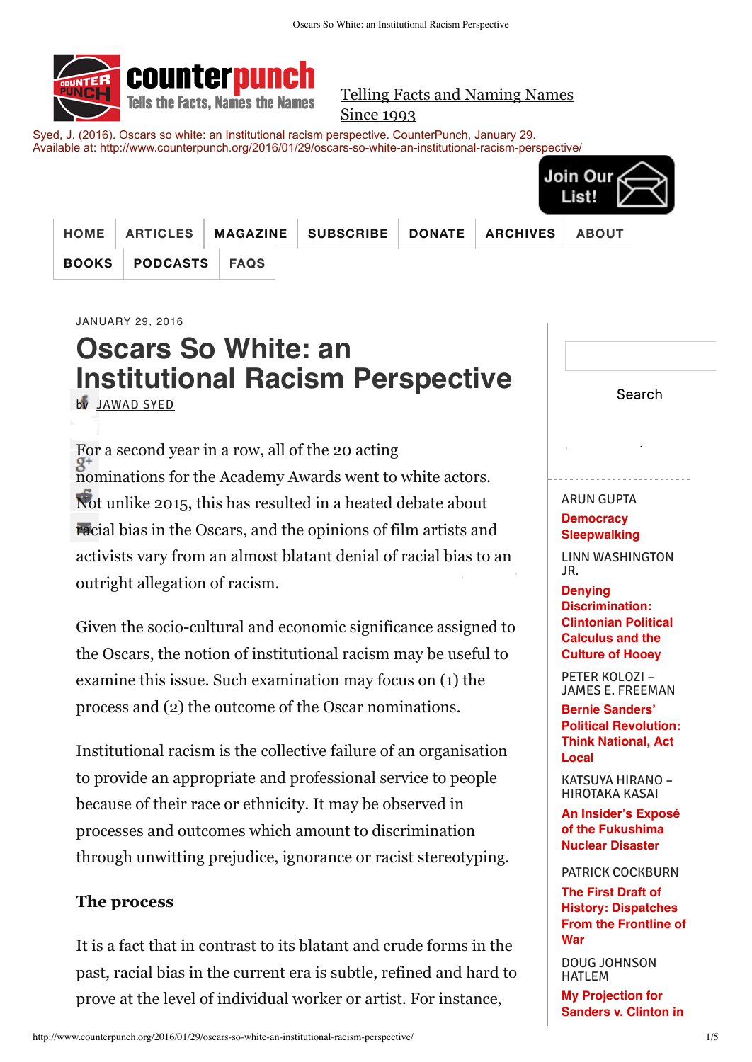Telling Facts and Naming Names Since 1993

Syed, J. (2016). Oscars so white: an Institutional racism perspective. CounterPunch, January 29. Available at: http://www.counterpunch.org/2016/01/29/oscars-so-white-an-institutional-racism-perspective/

JANUARY 29, 2016

# Oscars So White: an Institutional Racism Perspective

by JAWAD SYED

For a second year in a row, all of the 20 acting nominations for the Academy Awards went to white actors. Not unlike 2015, this has resulted in a heated debate about racial bias in the Oscars, and the opinions of film artists and activists vary from an almost blatant denial of racial bias to an outright allegation of racism.

Given the socio-cultural and economic significance assigned to the Oscars, the notion of institutional racism may be useful to examine this issue. Such examination may focus on (1) the process and (2) the outcome of the Oscar nominations.

Institutional racism is the collective failure of an organisation to provide an appropriate and professional service to people because of their race or ethnicity. It may be observed in processes and outcomes which amount to discrimination through unwitting prejudice, ignorance or racist stereotyping.

### The process

It is a fact that in contrast to its blatant and crude forms in the past, racial bias in the current era is subtle, refined and hard to prove at the level of individual worker or artist. For instance,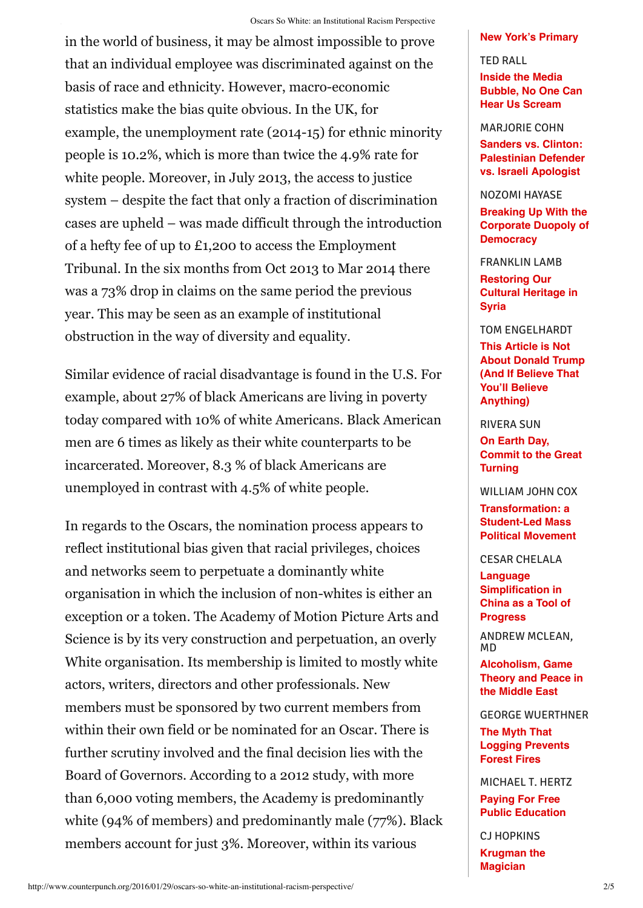in the world of business, it may be almost impossible to prove that an individual employee was discriminated against on the basis of race and ethnicity. However, macro-economic statistics make the bias quite obvious. In the UK, for example, the unemployment rate (2014-15) for ethnic minority people is 10.2%, which is more than twice the 4.9% rate for white people. Moreover, in July 2013, the access to justice system – despite the fact that only a fraction of discrimination cases are upheld – was made difficult through the introduction of a hefty fee of up to £1,200 to access the Employment Tribunal. In the six months from Oct 2013 to Mar 2014 there was a 73% drop in claims on the same period the previous year. This may be seen as an example of institutional obstruction in the way of diversity and equality.

Similar evidence of racial disadvantage is found in the U.S. For example, about 27% of black Americans are living in poverty today compared with 10% of white Americans. Black American men are 6 times as likely as their white counterparts to be incarcerated. Moreover, 8.3 % of black Americans are unemployed in contrast with 4.5% of white people.

In regards to the Oscars, the nomination process appears to reflect institutional bias given that racial privileges, choices and networks seem to perpetuate a dominantly white organisation in which the inclusion of non-whites is either an exception or a token. The Academy of Motion Picture Arts and Science is by its very construction and perpetuation, an overly White organisation. Its membership is limited to mostly white actors, writers, directors and other professionals. New members must be sponsored by two current members from within their own field or be nominated for an Oscar. There is further scrutiny involved and the final decision lies with the Board of Governors. According to a 2012 study, with more than 6,000 voting members, the Academy is predominantly white (94% of members) and predominantly male (77%). Black members account for just 3%. Moreover, within its various

**New York's Primary**

TED RALL
**Inside the Media Bubble, No One Can Hear Us Scream**

MARJORIE COHN
**Sanders vs. Clinton: Palestinian Defender vs. Israeli Apologist**

NOZOMI HAYASE
**Breaking Up With the Corporate Duopoly of Democracy**

FRANKLIN LAMB
**Restoring Our Cultural Heritage in Syria**

TOM ENGELHARDT
**This Article is Not About Donald Trump (And If Believe That You'll Believe Anything)**

RIVERA SUN
**On Earth Day, Commit to the Great Turning**

WILLIAM JOHN COX
**Transformation: a Student-Led Mass Political Movement**

CESAR CHELALA
**Language Simplification in China as a Tool of Progress**

ANDREW MCLEAN, MD
**Alcoholism, Game Theory and Peace in the Middle East**

GEORGE WUERTHNER
**The Myth That Logging Prevents Forest Fires**

MICHAEL T. HERTZ
**Paying For Free Public Education**

CJ HOPKINS
**Krugman the Magician**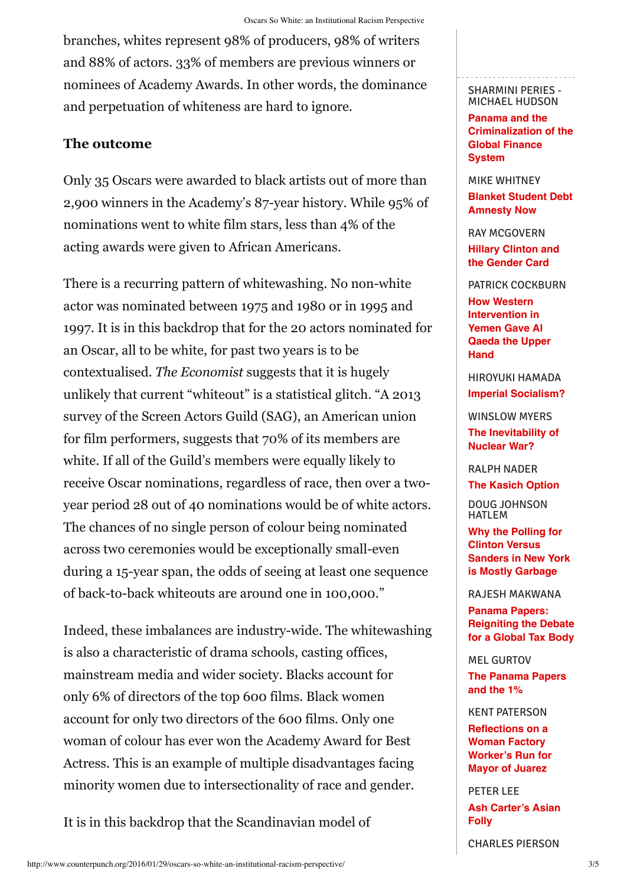branches, whites represent 98% of producers, 98% of writers and 88% of actors. 33% of members are previous winners or nominees of Academy Awards. In other words, the dominance and perpetuation of whiteness are hard to ignore.

**The outcome**

Only 35 Oscars were awarded to black artists out of more than 2,900 winners in the Academy's 87-year history. While 95% of nominations went to white film stars, less than 4% of the acting awards were given to African Americans.

There is a recurring pattern of whitewashing. No non-white actor was nominated between 1975 and 1980 or in 1995 and 1997. It is in this backdrop that for the 20 actors nominated for an Oscar, all to be white, for past two years is to be contextualised. *The Economist* suggests that it is hugely unlikely that current "whiteout" is a statistical glitch. "A 2013 survey of the Screen Actors Guild (SAG), an American union for film performers, suggests that 70% of its members are white. If all of the Guild's members were equally likely to receive Oscar nominations, regardless of race, then over a two-year period 28 out of 40 nominations would be of white actors. The chances of no single person of colour being nominated across two ceremonies would be exceptionally small-even during a 15-year span, the odds of seeing at least one sequence of back-to-back whiteouts are around one in 100,000."

Indeed, these imbalances are industry-wide. The whitewashing is also a characteristic of drama schools, casting offices, mainstream media and wider society. Blacks account for only 6% of directors of the top 600 films. Black women account for only two directors of the 600 films. Only one woman of colour has ever won the Academy Award for Best Actress. This is an example of multiple disadvantages facing minority women due to intersectionality of race and gender.

It is in this backdrop that the Scandinavian model of

SHARMINI PERIES - MICHAEL HUDSON
**Panama and the Criminalization of the Global Finance System**

MIKE WHITNEY
**Blanket Student Debt Amnesty Now**

RAY MCGOVERN
**Hillary Clinton and the Gender Card**

PATRICK COCKBURN
**How Western Intervention in Yemen Gave Al Qaeda the Upper Hand**

HIROYUKI HAMADA
**Imperial Socialism?**

WINSLOW MYERS
**The Inevitability of Nuclear War?**

RALPH NADER
**The Kasich Option**

DOUG JOHNSON HATLEM
**Why the Polling for Clinton Versus Sanders in New York is Mostly Garbage**

RAJESH MAKWANA
**Panama Papers: Reigniting the Debate for a Global Tax Body**

MEL GURTOV
**The Panama Papers and the 1%**

KENT PATERSON
**Reflections on a Woman Factory Worker's Run for Mayor of Juarez**

PETER LEE
**Ash Carter's Asian Folly**

CHARLES PIERSON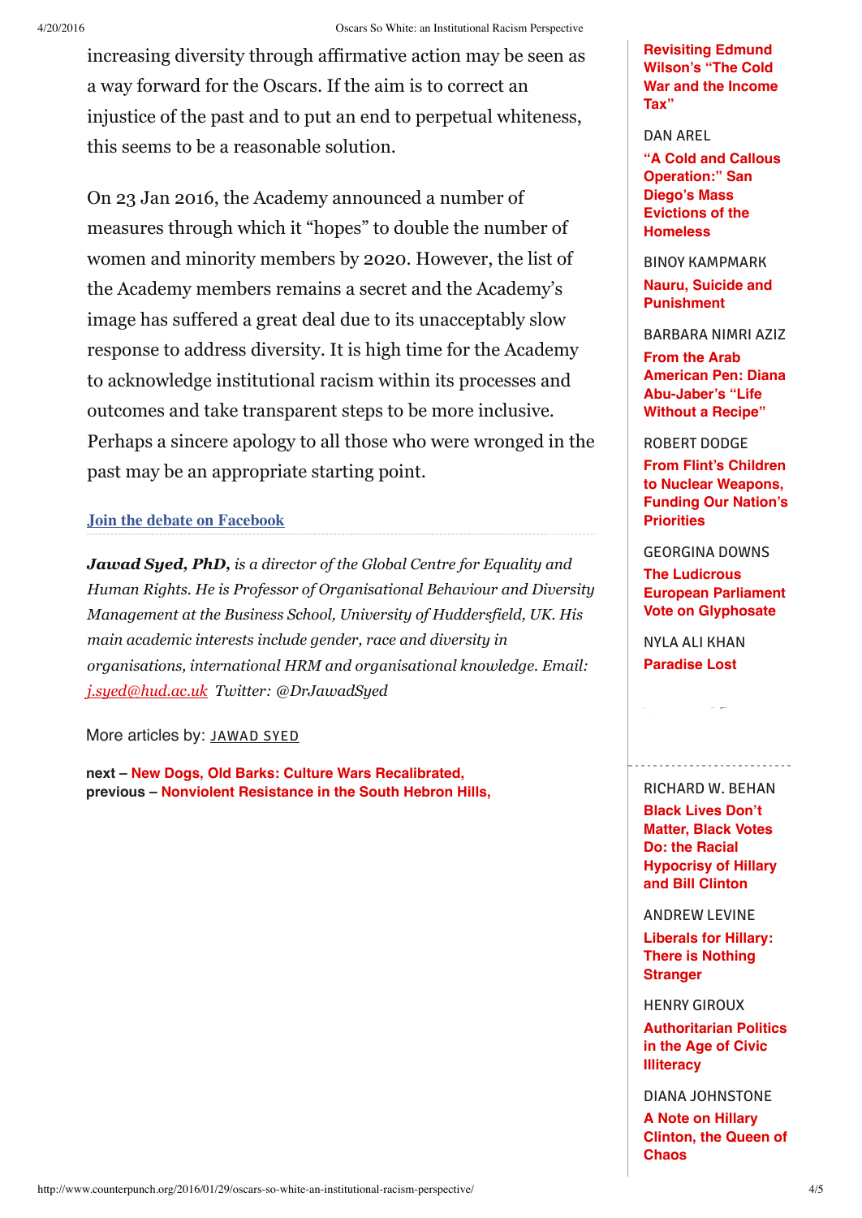increasing diversity through affirmative action may be seen as a way forward for the Oscars. If the aim is to correct an injustice of the past and to put an end to perpetual whiteness, this seems to be a reasonable solution.

On 23 Jan 2016, the Academy announced a number of measures through which it "hopes" to double the number of women and minority members by 2020. However, the list of the Academy members remains a secret and the Academy's image has suffered a great deal due to its unacceptably slow response to address diversity. It is high time for the Academy to acknowledge institutional racism within its processes and outcomes and take transparent steps to be more inclusive. Perhaps a sincere apology to all those who were wronged in the past may be an appropriate starting point.

**Join the debate on Facebook**

***Jawad Syed, PhD,*** *is a director of the Global Centre for Equality and Human Rights. He is Professor of Organisational Behaviour and Diversity Management at the Business School, University of Huddersfield, UK. His main academic interests include gender, race and diversity in organisations, international HRM and organisational knowledge. Email: j.syed@hud.ac.uk Twitter: @DrJawadSyed*

More articles by: JAWAD SYED

**next – New Dogs, Old Barks: Culture Wars Recalibrated,**
**previous – Nonviolent Resistance in the South Hebron Hills,**

**Revisiting Edmund Wilson's "The Cold War and the Income Tax"**

DAN AREL
**"A Cold and Callous Operation:" San Diego's Mass Evictions of the Homeless**

BINOY KAMPMARK
**Nauru, Suicide and Punishment**

BARBARA NIMRI AZIZ
**From the Arab American Pen: Diana Abu-Jaber's "Life Without a Recipe"**

ROBERT DODGE
**From Flint's Children to Nuclear Weapons, Funding Our Nation's Priorities**

GEORGINA DOWNS
**The Ludicrous European Parliament Vote on Glyphosate**

NYLA ALI KHAN
**Paradise Lost**

RICHARD W. BEHAN
**Black Lives Don't Matter, Black Votes Do: the Racial Hypocrisy of Hillary and Bill Clinton**

ANDREW LEVINE
**Liberals for Hillary: There is Nothing Stranger**

HENRY GIROUX
**Authoritarian Politics in the Age of Civic Illiteracy**

DIANA JOHNSTONE
**A Note on Hillary Clinton, the Queen of Chaos**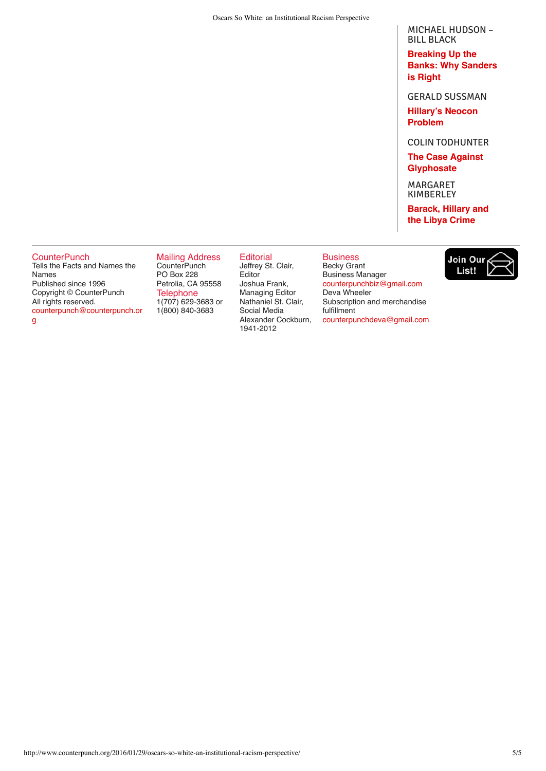MICHAEL HUDSON – BILL BLACK

**Breaking Up the Banks: Why Sanders is Right**

GERALD SUSSMAN

**Hillary's Neocon Problem**

COLIN TODHUNTER

**The Case Against Glyphosate**

MARGARET KIMBERLEY

**Barack, Hillary and the Libya Crime**

---

CounterPunch
Tells the Facts and Names the Names
Published since 1996
Copyright © CounterPunch
All rights reserved.
counterpunch@counterpunch.org

Mailing Address
CounterPunch
PO Box 228
Petrolia, CA 95558

Telephone
1(707) 629-3683 or
1(800) 840-3683

Editorial
Jeffrey St. Clair, Editor
Joshua Frank, Managing Editor
Nathaniel St. Clair, Social Media
Alexander Cockburn, 1941-2012

Business
Becky Grant
Business Manager
counterpunchbiz@gmail.com
Deva Wheeler
Subscription and merchandise fulfillment
counterpunchdeva@gmail.com

Join Our List!